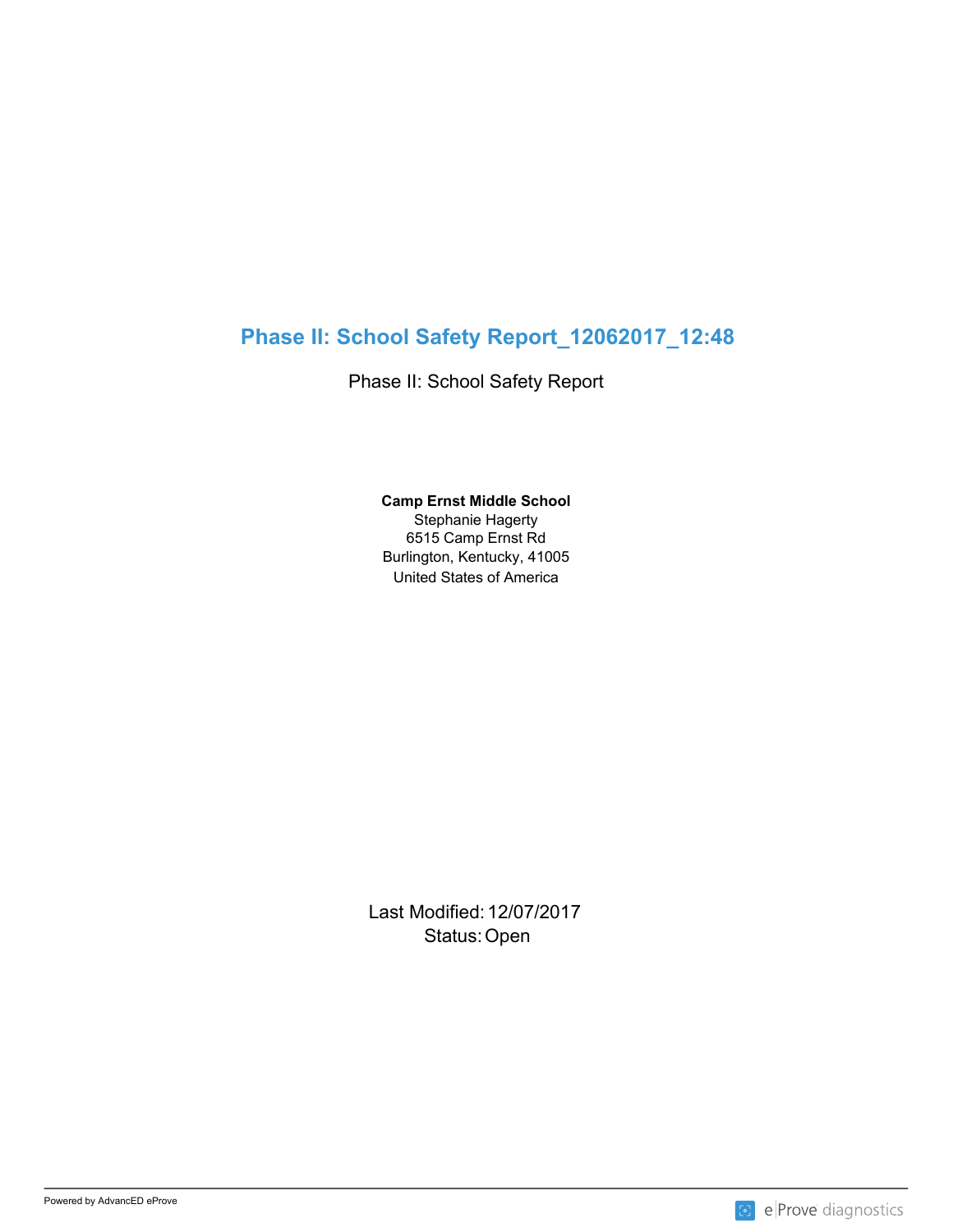# Phase II: School Safety Report_12062017_12:48

Phase II: School Safety Report

**Camp Ernst Middle School**
Stephanie Hagerty
6515 Camp Ernst Rd
Burlington, Kentucky, 41005
United States of America

Last Modified: 12/07/2017
Status: Open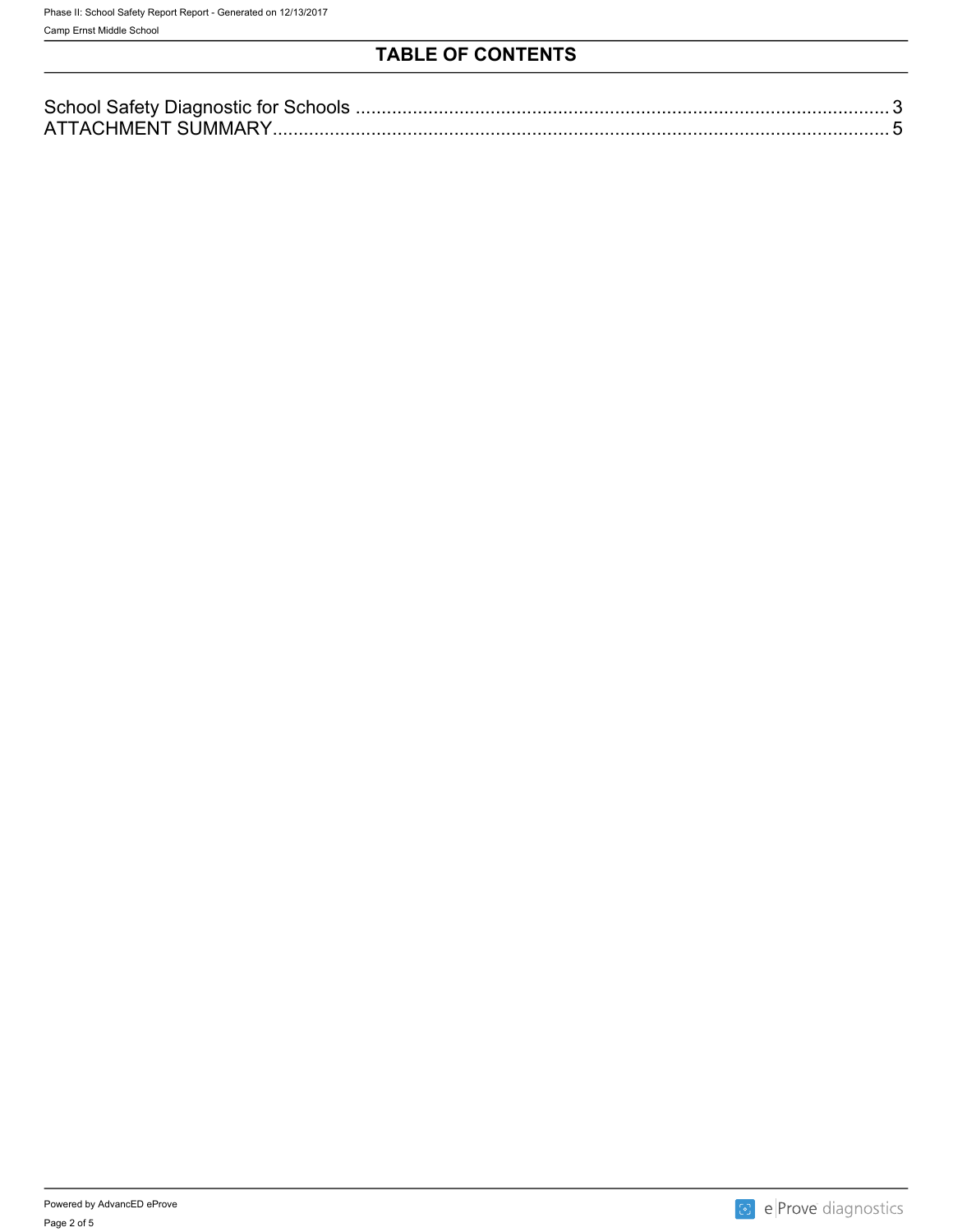# TABLE OF CONTENTS

School Safety Diagnostic for Schools .......................................................................................... 3
ATTACHMENT SUMMARY............................................................................................................ 5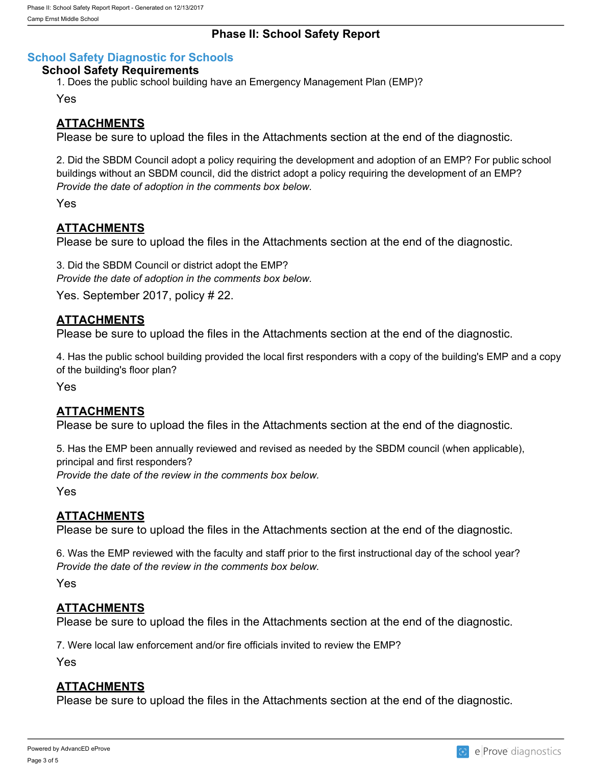# Phase II: School Safety Report

## School Safety Diagnostic for Schools

### School Safety Requirements

1. Does the public school building have an Emergency Management Plan (EMP)?

Yes

**ATTACHMENTS**

Please be sure to upload the files in the Attachments section at the end of the diagnostic.

2. Did the SBDM Council adopt a policy requiring the development and adoption of an EMP? For public school buildings without an SBDM council, did the district adopt a policy requiring the development of an EMP?
*Provide the date of adoption in the comments box below.*

Yes

**ATTACHMENTS**

Please be sure to upload the files in the Attachments section at the end of the diagnostic.

3. Did the SBDM Council or district adopt the EMP?
*Provide the date of adoption in the comments box below.*

Yes. September 2017, policy # 22.

**ATTACHMENTS**

Please be sure to upload the files in the Attachments section at the end of the diagnostic.

4. Has the public school building provided the local first responders with a copy of the building's EMP and a copy of the building's floor plan?

Yes

**ATTACHMENTS**

Please be sure to upload the files in the Attachments section at the end of the diagnostic.

5. Has the EMP been annually reviewed and revised as needed by the SBDM council (when applicable), principal and first responders?
*Provide the date of the review in the comments box below.*

Yes

**ATTACHMENTS**

Please be sure to upload the files in the Attachments section at the end of the diagnostic.

6. Was the EMP reviewed with the faculty and staff prior to the first instructional day of the school year?
*Provide the date of the review in the comments box below.*

Yes

**ATTACHMENTS**

Please be sure to upload the files in the Attachments section at the end of the diagnostic.

7. Were local law enforcement and/or fire officials invited to review the EMP?

Yes

**ATTACHMENTS**

Please be sure to upload the files in the Attachments section at the end of the diagnostic.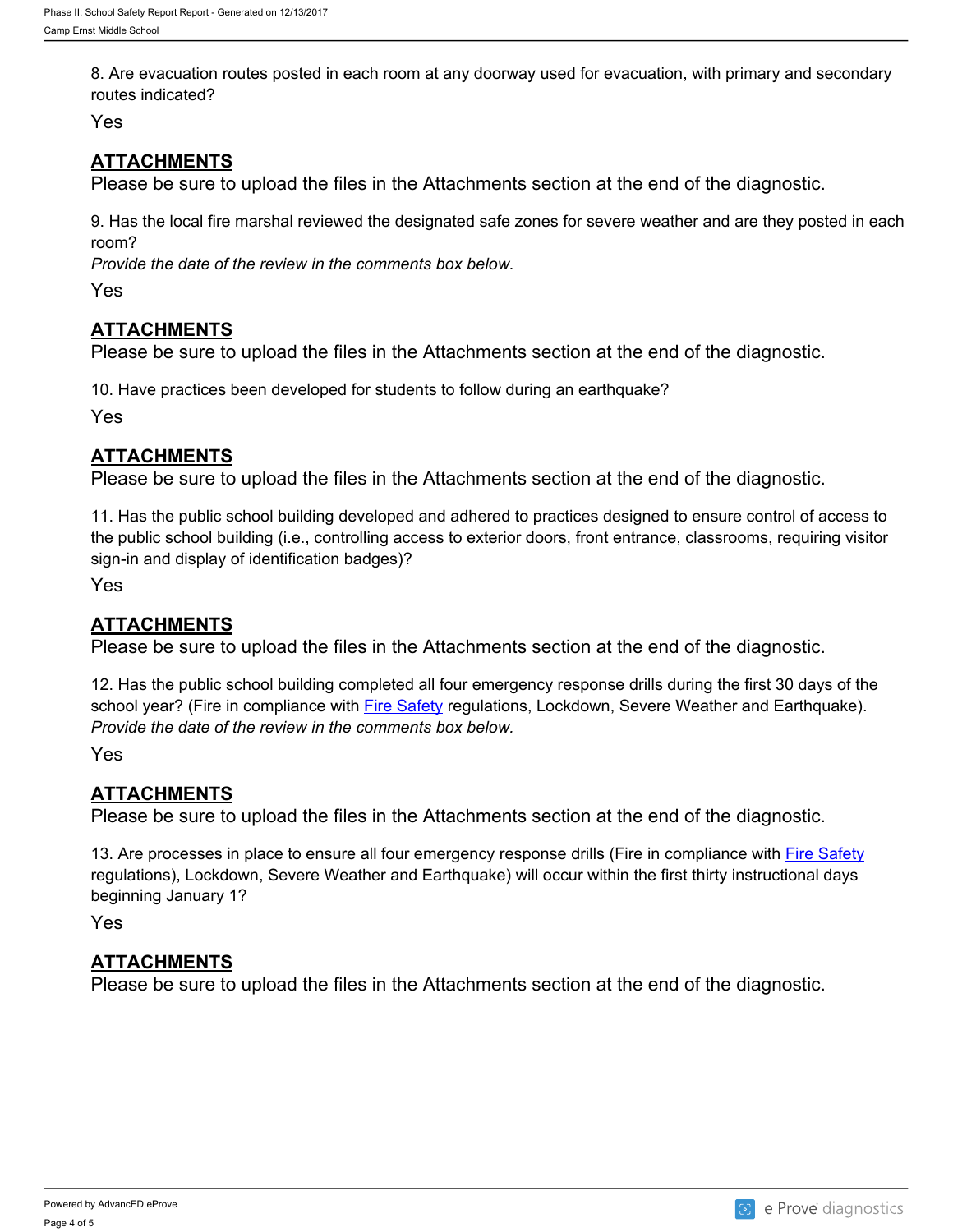8. Are evacuation routes posted in each room at any doorway used for evacuation, with primary and secondary routes indicated?

Yes

## ATTACHMENTS

Please be sure to upload the files in the Attachments section at the end of the diagnostic.

9. Has the local fire marshal reviewed the designated safe zones for severe weather and are they posted in each room?

*Provide the date of the review in the comments box below.*

Yes

## ATTACHMENTS

Please be sure to upload the files in the Attachments section at the end of the diagnostic.

10. Have practices been developed for students to follow during an earthquake?

Yes

## ATTACHMENTS

Please be sure to upload the files in the Attachments section at the end of the diagnostic.

11. Has the public school building developed and adhered to practices designed to ensure control of access to the public school building (i.e., controlling access to exterior doors, front entrance, classrooms, requiring visitor sign-in and display of identification badges)?

Yes

## ATTACHMENTS

Please be sure to upload the files in the Attachments section at the end of the diagnostic.

12. Has the public school building completed all four emergency response drills during the first 30 days of the school year? (Fire in compliance with Fire Safety regulations, Lockdown, Severe Weather and Earthquake).

*Provide the date of the review in the comments box below.*

Yes

## ATTACHMENTS

Please be sure to upload the files in the Attachments section at the end of the diagnostic.

13. Are processes in place to ensure all four emergency response drills (Fire in compliance with Fire Safety regulations), Lockdown, Severe Weather and Earthquake) will occur within the first thirty instructional days beginning January 1?

Yes

## ATTACHMENTS

Please be sure to upload the files in the Attachments section at the end of the diagnostic.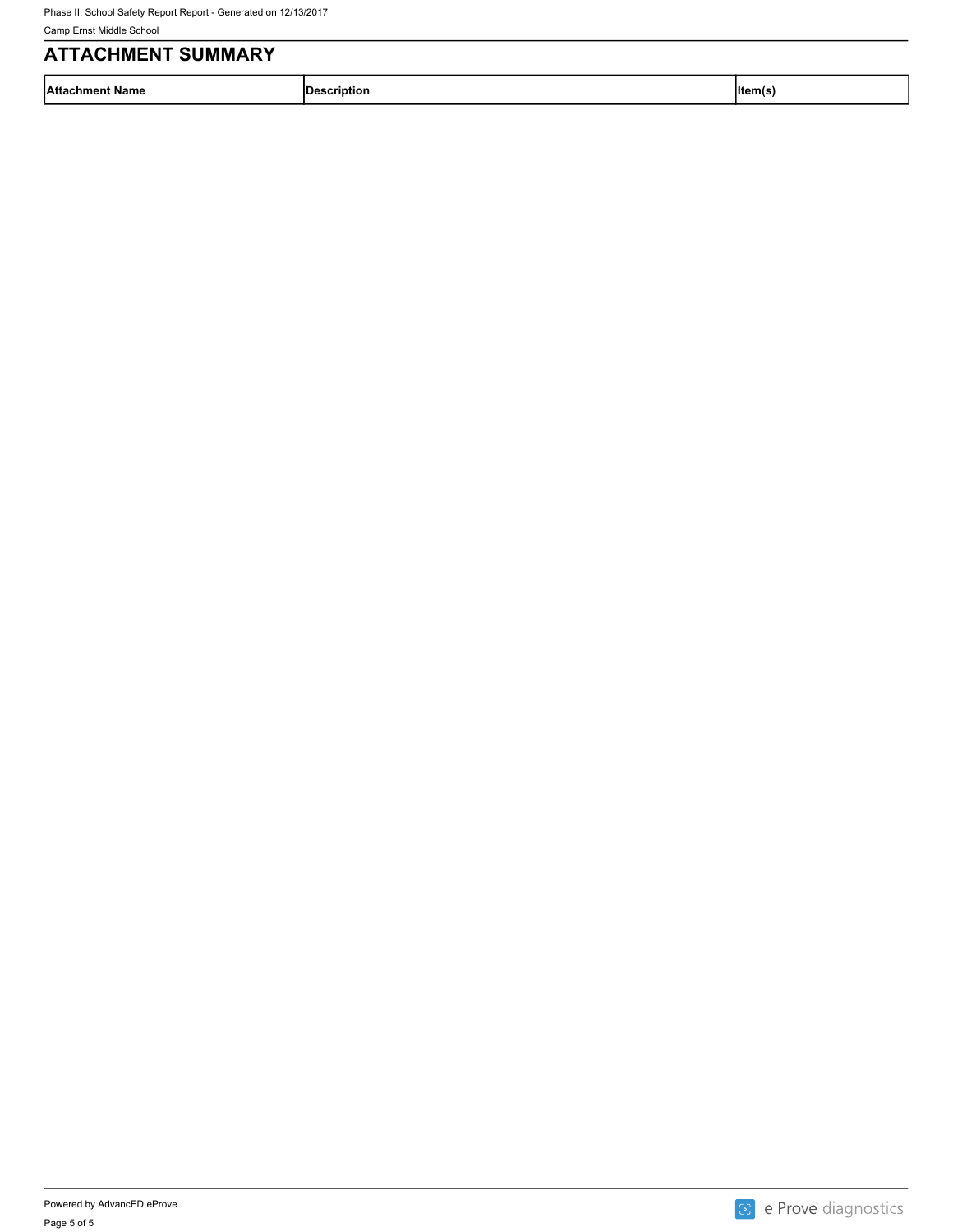## ATTACHMENT SUMMARY

| Attachment Name | Description | Item(s) |
| --- | --- | --- |